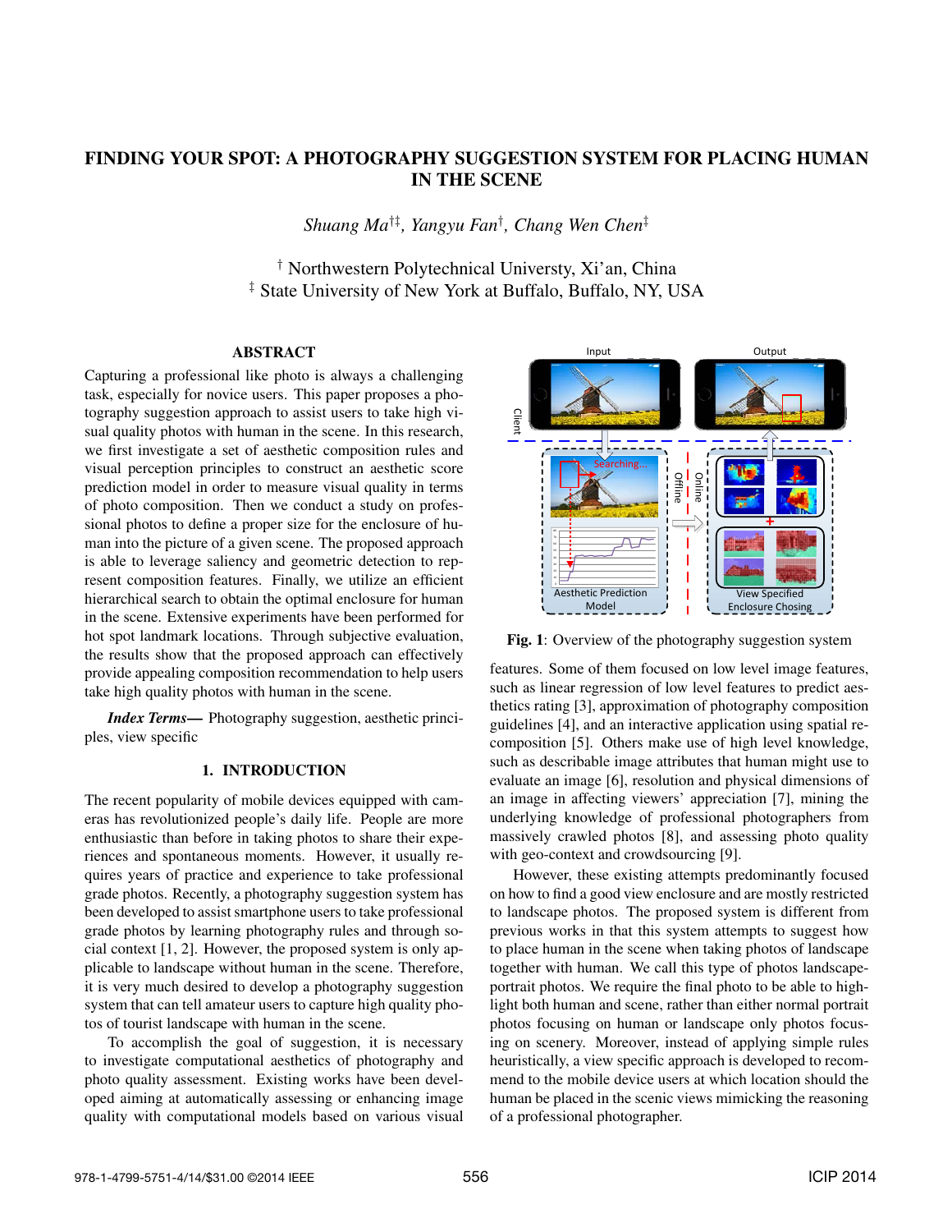# FINDING YOUR SPOT: A PHOTOGRAPHY SUGGESTION SYSTEM FOR PLACING HUMAN IN THE SCENE

*Shuang Ma*[†‡], *Yangyu Fan*[†], *Chang Wen Chen*[‡]

[†] Northwestern Polytechnical Universty, Xi'an, China
[‡] State University of New York at Buffalo, Buffalo, NY, USA

## ABSTRACT

Capturing a professional like photo is always a challenging task, especially for novice users. This paper proposes a photography suggestion approach to assist users to take high visual quality photos with human in the scene. In this research, we first investigate a set of aesthetic composition rules and visual perception principles to construct an aesthetic score prediction model in order to measure visual quality in terms of photo composition. Then we conduct a study on professional photos to define a proper size for the enclosure of human into the picture of a given scene. The proposed approach is able to leverage saliency and geometric detection to represent composition features. Finally, we utilize an efficient hierarchical search to obtain the optimal enclosure for human in the scene. Extensive experiments have been performed for hot spot landmark locations. Through subjective evaluation, the results show that the proposed approach can effectively provide appealing composition recommendation to help users take high quality photos with human in the scene.

***Index Terms*—** Photography suggestion, aesthetic principles, view specific

## 1. INTRODUCTION

The recent popularity of mobile devices equipped with cameras has revolutionized people's daily life. People are more enthusiastic than before in taking photos to share their experiences and spontaneous moments. However, it usually requires years of practice and experience to take professional grade photos. Recently, a photography suggestion system has been developed to assist smartphone users to take professional grade photos by learning photography rules and through social context [1, 2]. However, the proposed system is only applicable to landscape without human in the scene. Therefore, it is very much desired to develop a photography suggestion system that can tell amateur users to capture high quality photos of tourist landscape with human in the scene.

To accomplish the goal of suggestion, it is necessary to investigate computational aesthetics of photography and photo quality assessment. Existing works have been developed aiming at automatically assessing or enhancing image quality with computational models based on various visual features. Some of them focused on low level image features, such as linear regression of low level features to predict aesthetics rating [3], approximation of photography composition guidelines [4], and an interactive application using spatial recomposition [5]. Others make use of high level knowledge, such as describable image attributes that human might use to evaluate an image [6], resolution and physical dimensions of an image in affecting viewers' appreciation [7], mining the underlying knowledge of professional photographers from massively crawled photos [8], and assessing photo quality with geo-context and crowdsourcing [9].

**Fig. 1**: Overview of the photography suggestion system

However, these existing attempts predominantly focused on how to find a good view enclosure and are mostly restricted to landscape photos. The proposed system is different from previous works in that this system attempts to suggest how to place human in the scene when taking photos of landscape together with human. We call this type of photos landscape-portrait photos. We require the final photo to be able to highlight both human and scene, rather than either normal portrait photos focusing on human or landscape only photos focusing on scenery. Moreover, instead of applying simple rules heuristically, a view specific approach is developed to recommend to the mobile device users at which location should the human be placed in the scenic views mimicking the reasoning of a professional photographer.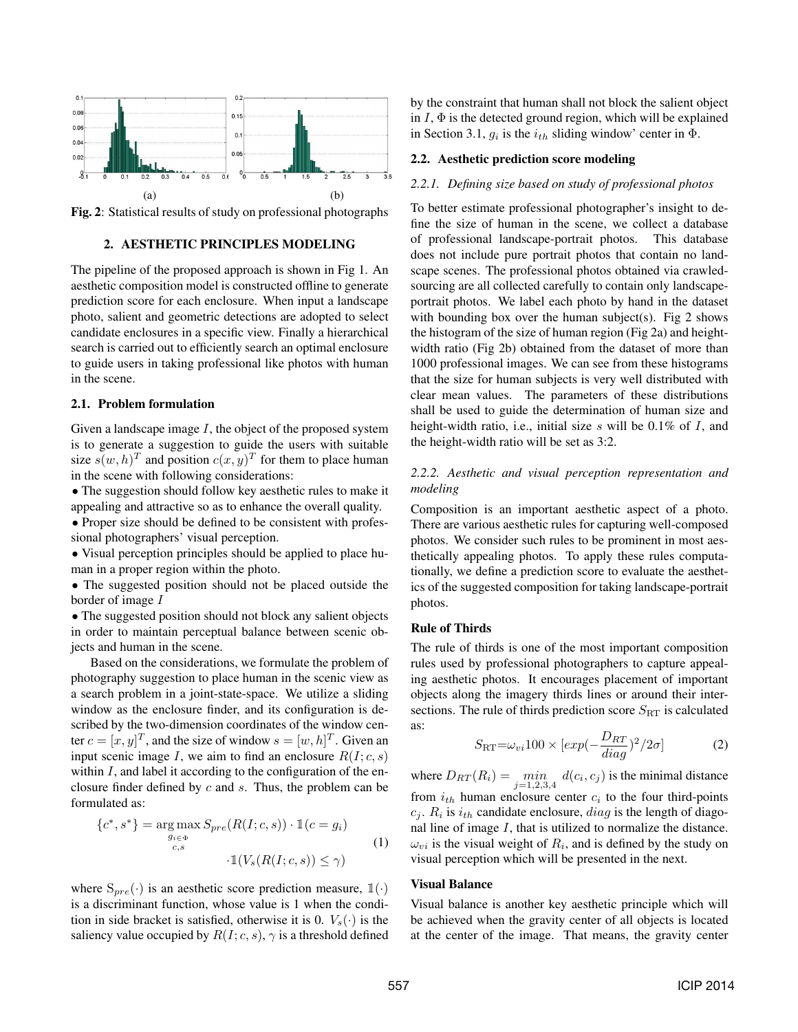Fig. 2: Statistical results of study on professional photographs

## 2. AESTHETIC PRINCIPLES MODELING

The pipeline of the proposed approach is shown in Fig 1. An aesthetic composition model is constructed offline to generate prediction score for each enclosure. When input a landscape photo, salient and geometric detections are adopted to select candidate enclosures in a specific view. Finally a hierarchical search is carried out to efficiently search an optimal enclosure to guide users in taking professional like photos with human in the scene.

### 2.1. Problem formulation

Given a landscape image $I$, the object of the proposed system is to generate a suggestion to guide the users with suitable size $s(w,h)^T$ and position $c(x,y)^T$ for them to place human in the scene with following considerations:

- The suggestion should follow key aesthetic rules to make it appealing and attractive so as to enhance the overall quality.
- Proper size should be defined to be consistent with professional photographers' visual perception.
- Visual perception principles should be applied to place human in a proper region within the photo.
- The suggested position should not be placed outside the border of image $I$
- The suggested position should not block any salient objects in order to maintain perceptual balance between scenic objects and human in the scene.

Based on the considerations, we formulate the problem of photography suggestion to place human in the scenic view as a search problem in a joint-state-space. We utilize a sliding window as the enclosure finder, and its configuration is described by the two-dimension coordinates of the window center $c = [x, y]^T$, and the size of window $s = [w, h]^T$. Given an input scenic image $I$, we aim to find an enclosure $R(I; c, s)$ within $I$, and label it according to the configuration of the enclosure finder defined by $c$ and $s$. Thus, the problem can be formulated as:

$$\{c^*, s^*\} = \underset{\substack{g_i \in \Phi \\ c,s}}{\arg\max}\, S_{pre}(R(I; c, s)) \cdot \mathbb{1}(c = g_i) \cdot \mathbb{1}(V_s(R(I; c, s)) \leq \gamma) \tag{1}$$

where $S_{pre}(\cdot)$ is an aesthetic score prediction measure, $\mathbb{1}(\cdot)$ is a discriminant function, whose value is 1 when the condition in side bracket is satisfied, otherwise it is 0. $V_s(\cdot)$ is the saliency value occupied by $R(I; c, s)$, $\gamma$ is a threshold defined by the constraint that human shall not block the salient object in $I$, $\Phi$ is the detected ground region, which will be explained in Section 3.1, $g_i$ is the $i_{th}$ sliding window' center in $\Phi$.

### 2.2. Aesthetic prediction score modeling

#### *2.2.1. Defining size based on study of professional photos*

To better estimate professional photographer's insight to define the size of human in the scene, we collect a database of professional landscape-portrait photos. This database does not include pure portrait photos that contain no landscape scenes. The professional photos obtained via crawled-sourcing are all collected carefully to contain only landscape-portrait photos. We label each photo by hand in the dataset with bounding box over the human subject(s). Fig 2 shows the histogram of the size of human region (Fig 2a) and height-width ratio (Fig 2b) obtained from the dataset of more than 1000 professional images. We can see from these histograms that the size for human subjects is very well distributed with clear mean values. The parameters of these distributions shall be used to guide the determination of human size and height-width ratio, i.e., initial size $s$ will be 0.1% of $I$, and the height-width ratio will be set as 3:2.

#### *2.2.2. Aesthetic and visual perception representation and modeling*

Composition is an important aesthetic aspect of a photo. There are various aesthetic rules for capturing well-composed photos. We consider such rules to be prominent in most aesthetically appealing photos. To apply these rules computationally, we define a prediction score to evaluate the aesthetics of the suggested composition for taking landscape-portrait photos.

**Rule of Thirds**

The rule of thirds is one of the most important composition rules used by professional photographers to capture appealing aesthetic photos. It encourages placement of important objects along the imagery thirds lines or around their intersections. The rule of thirds prediction score $S_{\text{RT}}$ is calculated as:

$$S_{\text{RT}} = \omega_{vi} 100 \times [exp(-\frac{D_{RT}}{diag})^2 / 2\sigma] \tag{2}$$

where $D_{RT}(R_i) = \underset{j=1,2,3,4}{min}\ d(c_i, c_j)$ is the minimal distance from $i_{th}$ human enclosure center $c_i$ to the four third-points $c_j$. $R_i$ is $i_{th}$ candidate enclosure, $diag$ is the length of diagonal line of image $I$, that is utilized to normalize the distance. $\omega_{vi}$ is the visual weight of $R_i$, and is defined by the study on visual perception which will be presented in the next.

**Visual Balance**

Visual balance is another key aesthetic principle which will be achieved when the gravity center of all objects is located at the center of the image. That means, the gravity center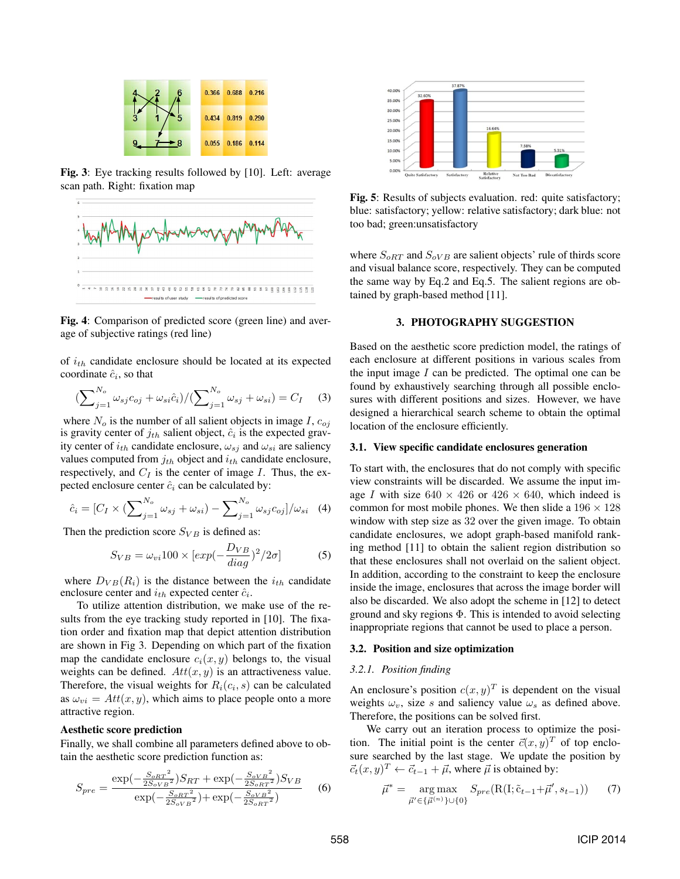**Fig. 3**: Eye tracking results followed by [10]. Left: average scan path. Right: fixation map

**Fig. 4**: Comparison of predicted score (green line) and average of subjective ratings (red line)

of $i_{th}$ candidate enclosure should be located at its expected coordinate $\hat{c}_i$, so that

$$(\sum_{j=1}^{N_o} \omega_{sj} c_{oj} + \omega_{si}\hat{c}_i)/(\sum_{j=1}^{N_o} \omega_{sj} + \omega_{si}) = C_I \quad (3)$$

where $N_o$ is the number of all salient objects in image $I$, $c_{oj}$ is gravity center of $j_{th}$ salient object, $\hat{c}_i$ is the expected gravity center of $i_{th}$ candidate enclosure, $\omega_{sj}$ and $\omega_{si}$ are saliency values computed from $j_{th}$ object and $i_{th}$ candidate enclosure, respectively, and $C_I$ is the center of image $I$. Thus, the expected enclosure center $\hat{c}_i$ can be calculated by:

$$\hat{c}_i = [C_I \times (\sum_{j=1}^{N_o} \omega_{sj} + \omega_{si}) - \sum_{j=1}^{N_o} \omega_{sj} c_{oj}]/\omega_{si} \quad (4)$$

Then the prediction score $S_{VB}$ is defined as:

$$S_{VB} = \omega_{vi} 100 \times [exp(-\frac{D_{VB}}{diag})^2/2\sigma] \quad (5)$$

where $D_{VB}(R_i)$ is the distance between the $i_{th}$ candidate enclosure center and $i_{th}$ expected center $\hat{c}_i$.

To utilize attention distribution, we make use of the results from the eye tracking study reported in [10]. The fixation order and fixation map that depict attention distribution are shown in Fig 3. Depending on which part of the fixation map the candidate enclosure $c_i(x, y)$ belongs to, the visual weights can be defined. $Att(x, y)$ is an attractiveness value. Therefore, the visual weights for $R_i(c_i, s)$ can be calculated as $\omega_{vi} = Att(x, y)$, which aims to place people onto a more attractive region.

**Aesthetic score prediction**

Finally, we shall combine all parameters defined above to obtain the aesthetic score prediction function as:

$$S_{pre} = \frac{\exp(-\frac{S_{oRT}{}^2}{2S_{oVB}{}^2})S_{RT} + \exp(-\frac{S_{oVB}{}^2}{2S_{oRT}{}^2})S_{VB}}{\exp(-\frac{S_{oRT}{}^2}{2S_{oVB}{}^2}) + \exp(-\frac{S_{oVB}{}^2}{2S_{oRT}{}^2})} \quad (6)$$

**Fig. 5**: Results of subjects evaluation. red: quite satisfactory; blue: satisfactory; yellow: relative satisfactory; dark blue: not too bad; green:unsatisfactory

where $S_{oRT}$ and $S_{oVB}$ are salient objects' rule of thirds score and visual balance score, respectively. They can be computed the same way by Eq.2 and Eq.5. The salient regions are obtained by graph-based method [11].

## 3. PHOTOGRAPHY SUGGESTION

Based on the aesthetic score prediction model, the ratings of each enclosure at different positions in various scales from the input image $I$ can be predicted. The optimal one can be found by exhaustively searching through all possible enclosures with different positions and sizes. However, we have designed a hierarchical search scheme to obtain the optimal location of the enclosure efficiently.

### 3.1. View specific candidate enclosures generation

To start with, the enclosures that do not comply with specific view constraints will be discarded. We assume the input image $I$ with size $640 \times 426$ or $426 \times 640$, which indeed is common for most mobile phones. We then slide a $196 \times 128$ window with step size as 32 over the given image. To obtain candidate enclosures, we adopt graph-based manifold ranking method [11] to obtain the salient region distribution so that these enclosures shall not overlaid on the salient object. In addition, according to the constraint to keep the enclosure inside the image, enclosures that across the image border will also be discarded. We also adopt the scheme in [12] to detect ground and sky regions $\Phi$. This is intended to avoid selecting inappropriate regions that cannot be used to place a person.

### 3.2. Position and size optimization

#### *3.2.1. Position finding*

An enclosure's position $c(x, y)^T$ is dependent on the visual weights $\omega_v$, size $s$ and saliency value $\omega_s$ as defined above. Therefore, the positions can be solved first.

We carry out an iteration process to optimize the position. The initial point is the center $\vec{c}(x, y)^T$ of top enclosure searched by the last stage. We update the position by $\vec{c}_t(x, y)^T \leftarrow \vec{c}_{t-1} + \vec{\mu}$, where $\vec{\mu}$ is obtained by:

$$\vec{\mu}^* = \underset{\vec{\mu}' \in \{\vec{\mu}^{(n)}\} \cup \{0\}}{\arg\max} \; S_{pre}(\mathrm{R}(\mathrm{I}; \tilde{c}_{t-1} + \vec{\mu}', s_{t-1})) \quad (7)$$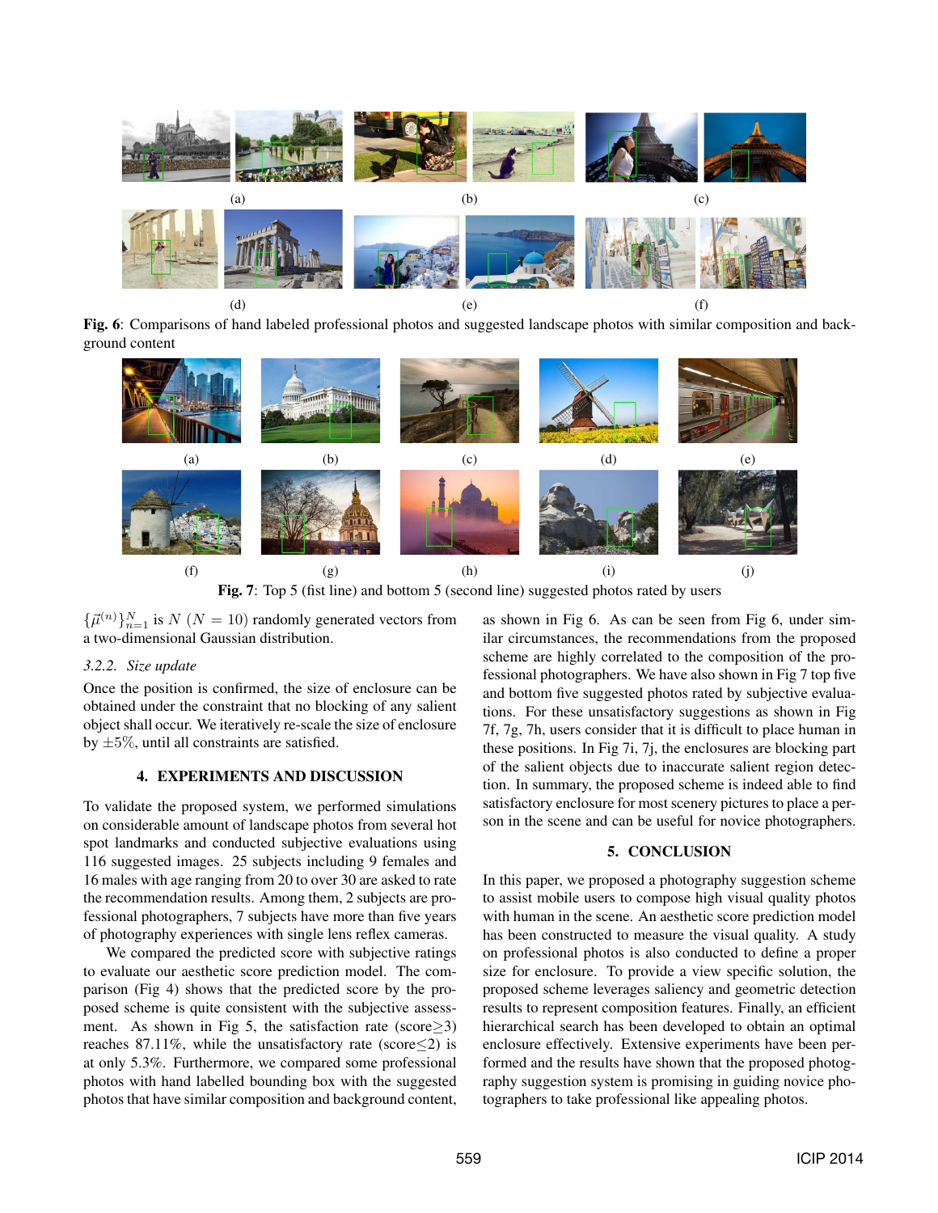(a) (b) (c)

(d) (e) (f)

**Fig. 6**: Comparisons of hand labeled professional photos and suggested landscape photos with similar composition and background content

(a) (b) (c) (d) (e)

(f) (g) (h) (i) (j)

**Fig. 7**: Top 5 (fist line) and bottom 5 (second line) suggested photos rated by users

$\{\vec{\mu}^{(n)}\}_{n=1}^{N}$ is $N$ ($N = 10$) randomly generated vectors from a two-dimensional Gaussian distribution.

### 3.2.2. Size update

Once the position is confirmed, the size of enclosure can be obtained under the constraint that no blocking of any salient object shall occur. We iteratively re-scale the size of enclosure by $\pm 5\%$, until all constraints are satisfied.

## 4. EXPERIMENTS AND DISCUSSION

To validate the proposed system, we performed simulations on considerable amount of landscape photos from several hot spot landmarks and conducted subjective evaluations using 116 suggested images. 25 subjects including 9 females and 16 males with age ranging from 20 to over 30 are asked to rate the recommendation results. Among them, 2 subjects are professional photographers, 7 subjects have more than five years of photography experiences with single lens reflex cameras.

We compared the predicted score with subjective ratings to evaluate our aesthetic score prediction model. The comparison (Fig 4) shows that the predicted score by the proposed scheme is quite consistent with the subjective assessment. As shown in Fig 5, the satisfaction rate (score$\geq$3) reaches 87.11%, while the unsatisfactory rate (score$\leq$2) is at only 5.3%. Furthermore, we compared some professional photos with hand labelled bounding box with the suggested photos that have similar composition and background content, as shown in Fig 6. As can be seen from Fig 6, under similar circumstances, the recommendations from the proposed scheme are highly correlated to the composition of the professional photographers. We have also shown in Fig 7 top five and bottom five suggested photos rated by subjective evaluations. For these unsatisfactory suggestions as shown in Fig 7f, 7g, 7h, users consider that it is difficult to place human in these positions. In Fig 7i, 7j, the enclosures are blocking part of the salient objects due to inaccurate salient region detection. In summary, the proposed scheme is indeed able to find satisfactory enclosure for most scenery pictures to place a person in the scene and can be useful for novice photographers.

## 5. CONCLUSION

In this paper, we proposed a photography suggestion scheme to assist mobile users to compose high visual quality photos with human in the scene. An aesthetic score prediction model has been constructed to measure the visual quality. A study on professional photos is also conducted to define a proper size for enclosure. To provide a view specific solution, the proposed scheme leverages saliency and geometric detection results to represent composition features. Finally, an efficient hierarchical search has been developed to obtain an optimal enclosure effectively. Extensive experiments have been performed and the results have shown that the proposed photography suggestion system is promising in guiding novice photographers to take professional like appealing photos.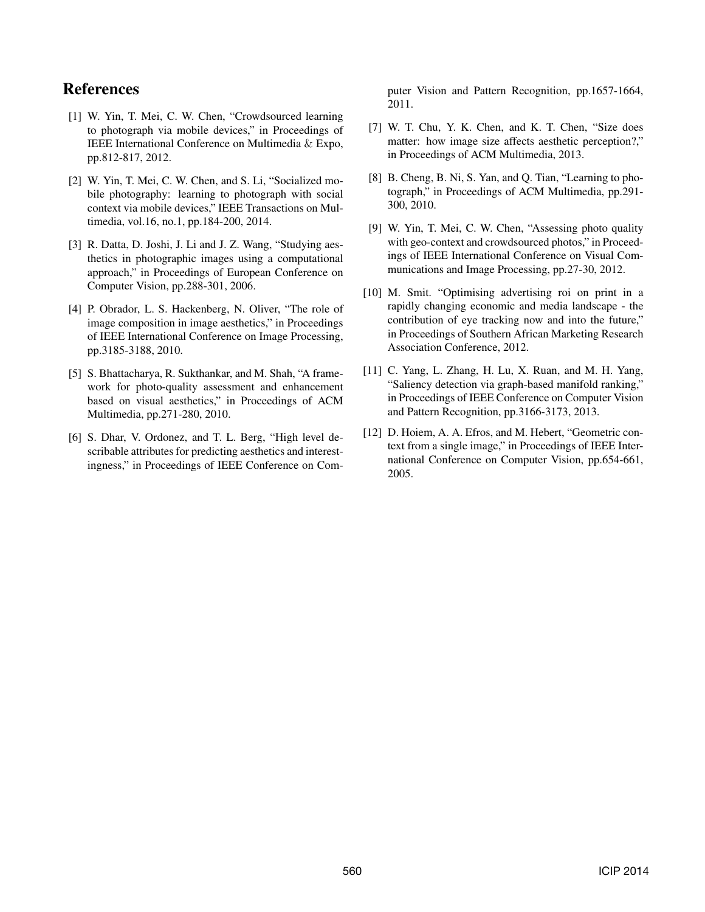## References

[1] W. Yin, T. Mei, C. W. Chen, "Crowdsourced learning to photograph via mobile devices," in Proceedings of IEEE International Conference on Multimedia & Expo, pp.812-817, 2012.

[2] W. Yin, T. Mei, C. W. Chen, and S. Li, "Socialized mobile photography: learning to photograph with social context via mobile devices," IEEE Transactions on Multimedia, vol.16, no.1, pp.184-200, 2014.

[3] R. Datta, D. Joshi, J. Li and J. Z. Wang, "Studying aesthetics in photographic images using a computational approach," in Proceedings of European Conference on Computer Vision, pp.288-301, 2006.

[4] P. Obrador, L. S. Hackenberg, N. Oliver, "The role of image composition in image aesthetics," in Proceedings of IEEE International Conference on Image Processing, pp.3185-3188, 2010.

[5] S. Bhattacharya, R. Sukthankar, and M. Shah, "A framework for photo-quality assessment and enhancement based on visual aesthetics," in Proceedings of ACM Multimedia, pp.271-280, 2010.

[6] S. Dhar, V. Ordonez, and T. L. Berg, "High level describable attributes for predicting aesthetics and interestingness," in Proceedings of IEEE Conference on Computer Vision and Pattern Recognition, pp.1657-1664, 2011.

[7] W. T. Chu, Y. K. Chen, and K. T. Chen, "Size does matter: how image size affects aesthetic perception?," in Proceedings of ACM Multimedia, 2013.

[8] B. Cheng, B. Ni, S. Yan, and Q. Tian, "Learning to photograph," in Proceedings of ACM Multimedia, pp.291-300, 2010.

[9] W. Yin, T. Mei, C. W. Chen, "Assessing photo quality with geo-context and crowdsourced photos," in Proceedings of IEEE International Conference on Visual Communications and Image Processing, pp.27-30, 2012.

[10] M. Smit. "Optimising advertising roi on print in a rapidly changing economic and media landscape - the contribution of eye tracking now and into the future," in Proceedings of Southern African Marketing Research Association Conference, 2012.

[11] C. Yang, L. Zhang, H. Lu, X. Ruan, and M. H. Yang, "Saliency detection via graph-based manifold ranking," in Proceedings of IEEE Conference on Computer Vision and Pattern Recognition, pp.3166-3173, 2013.

[12] D. Hoiem, A. A. Efros, and M. Hebert, "Geometric context from a single image," in Proceedings of IEEE International Conference on Computer Vision, pp.654-661, 2005.